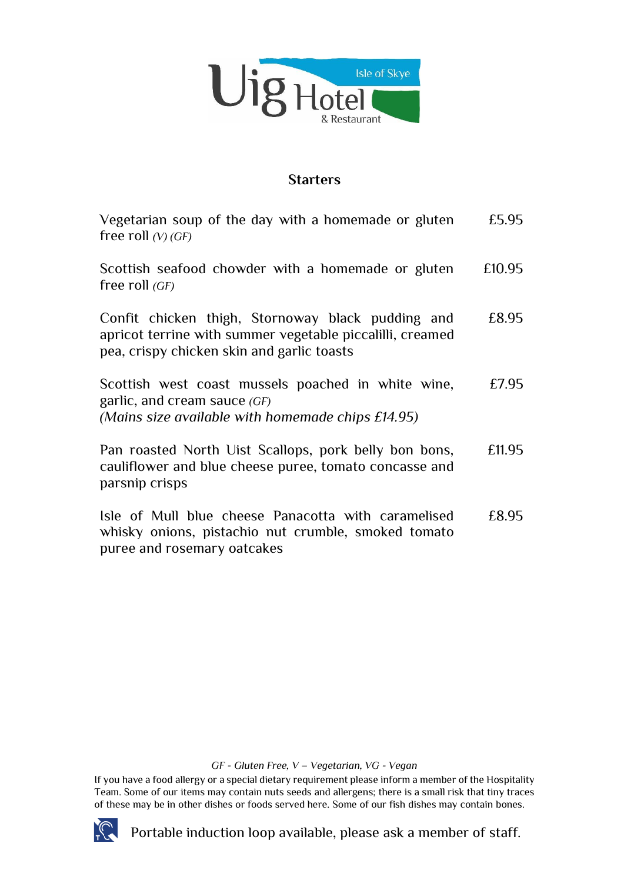# Uig Hotel & Restaurant — Isle of Skye

## Starters

| | |
|---|---|
| Vegetarian soup of the day with a homemade or gluten free roll *(V) (GF)* | £5.95 |
| Scottish seafood chowder with a homemade or gluten free roll *(GF)* | £10.95 |
| Confit chicken thigh, Stornoway black pudding and apricot terrine with summer vegetable piccalilli, creamed pea, crispy chicken skin and garlic toasts | £8.95 |
| Scottish west coast mussels poached in white wine, garlic, and cream sauce *(GF)* *(Mains size available with homemade chips £14.95)* | £7.95 |
| Pan roasted North Uist Scallops, pork belly bon bons, cauliflower and blue cheese puree, tomato concasse and parsnip crisps | £11.95 |
| Isle of Mull blue cheese Panacotta with caramelised whisky onions, pistachio nut crumble, smoked tomato puree and rosemary oatcakes | £8.95 |

*GF - Gluten Free, V – Vegetarian, VG - Vegan*

If you have a food allergy or a special dietary requirement please inform a member of the Hospitality Team. Some of our items may contain nuts seeds and allergens; there is a small risk that tiny traces of these may be in other dishes or foods served here. Some of our fish dishes may contain bones.

Portable induction loop available, please ask a member of staff.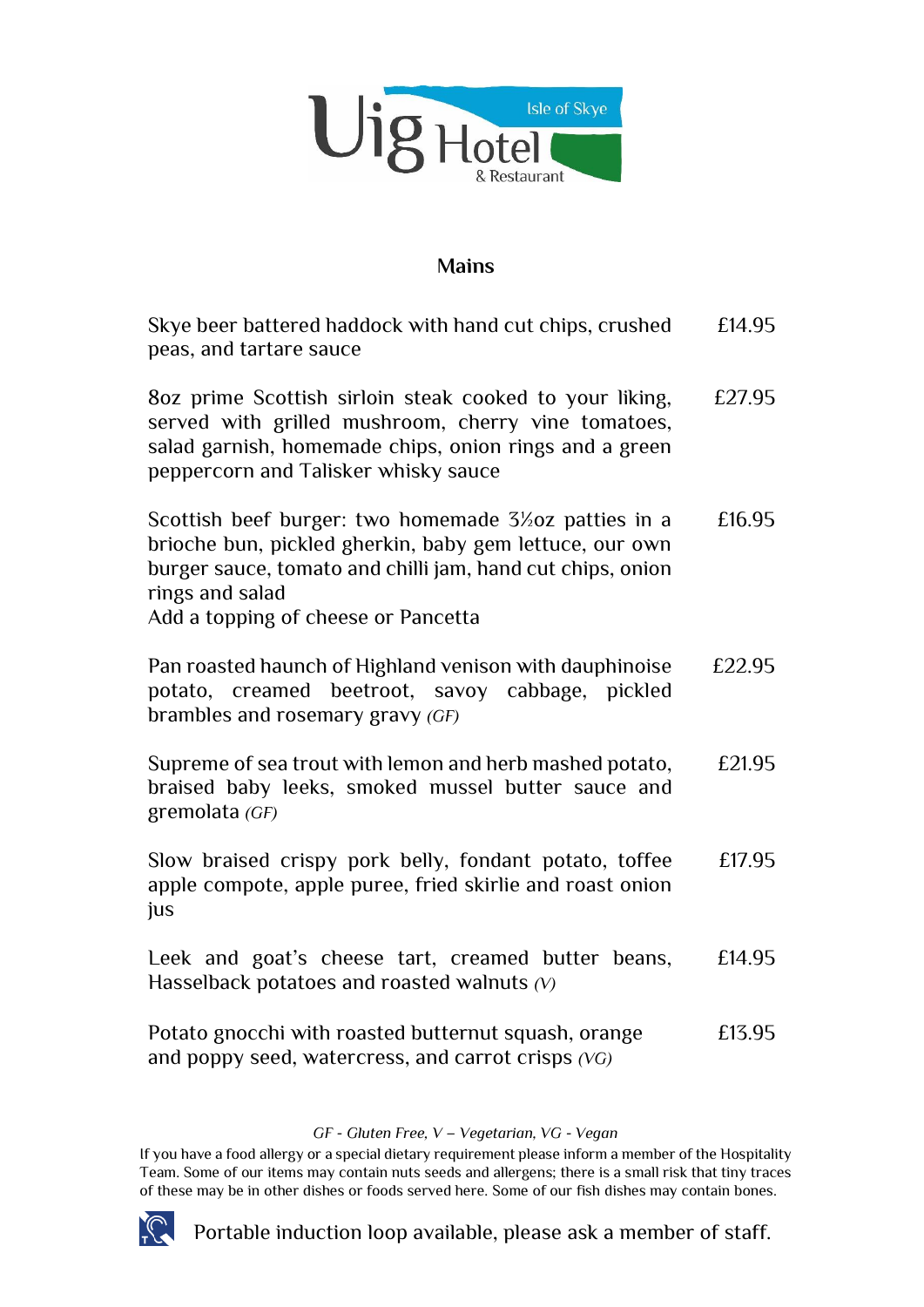Uig Hotel & Restaurant
Isle of Skye

## Mains

| | |
|---|---|
| Skye beer battered haddock with hand cut chips, crushed peas, and tartare sauce | £14.95 |
| 8oz prime Scottish sirloin steak cooked to your liking, served with grilled mushroom, cherry vine tomatoes, salad garnish, homemade chips, onion rings and a green peppercorn and Talisker whisky sauce | £27.95 |
| Scottish beef burger: two homemade 3½oz patties in a brioche bun, pickled gherkin, baby gem lettuce, our own burger sauce, tomato and chilli jam, hand cut chips, onion rings and salad<br>Add a topping of cheese or Pancetta | £16.95 |
| Pan roasted haunch of Highland venison with dauphinoise potato, creamed beetroot, savoy cabbage, pickled brambles and rosemary gravy *(GF)* | £22.95 |
| Supreme of sea trout with lemon and herb mashed potato, braised baby leeks, smoked mussel butter sauce and gremolata *(GF)* | £21.95 |
| Slow braised crispy pork belly, fondant potato, toffee apple compote, apple puree, fried skirlie and roast onion jus | £17.95 |
| Leek and goat's cheese tart, creamed butter beans, Hasselback potatoes and roasted walnuts *(V)* | £14.95 |
| Potato gnocchi with roasted butternut squash, orange and poppy seed, watercress, and carrot crisps *(VG)* | £13.95 |

*GF - Gluten Free, V – Vegetarian, VG - Vegan*

If you have a food allergy or a special dietary requirement please inform a member of the Hospitality Team. Some of our items may contain nuts seeds and allergens; there is a small risk that tiny traces of these may be in other dishes or foods served here. Some of our fish dishes may contain bones.

Portable induction loop available, please ask a member of staff.